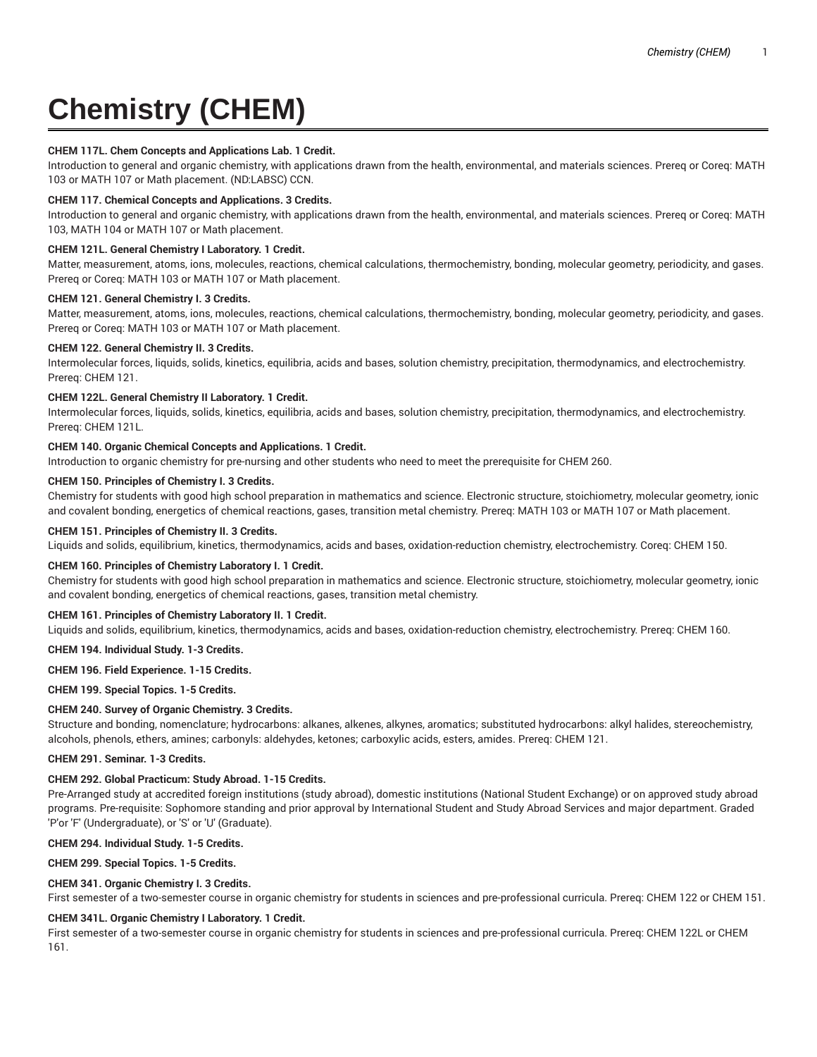# Chemistry (CHEM)

**CHEM 117L. Chem Concepts and Applications Lab. 1 Credit.**
Introduction to general and organic chemistry, with applications drawn from the health, environmental, and materials sciences. Prereq or Coreq: MATH 103 or MATH 107 or Math placement. (ND:LABSC) CCN.

**CHEM 117. Chemical Concepts and Applications. 3 Credits.**
Introduction to general and organic chemistry, with applications drawn from the health, environmental, and materials sciences. Prereq or Coreq: MATH 103, MATH 104 or MATH 107 or Math placement.

**CHEM 121L. General Chemistry I Laboratory. 1 Credit.**
Matter, measurement, atoms, ions, molecules, reactions, chemical calculations, thermochemistry, bonding, molecular geometry, periodicity, and gases. Prereq or Coreq: MATH 103 or MATH 107 or Math placement.

**CHEM 121. General Chemistry I. 3 Credits.**
Matter, measurement, atoms, ions, molecules, reactions, chemical calculations, thermochemistry, bonding, molecular geometry, periodicity, and gases. Prereq or Coreq: MATH 103 or MATH 107 or Math placement.

**CHEM 122. General Chemistry II. 3 Credits.**
Intermolecular forces, liquids, solids, kinetics, equilibria, acids and bases, solution chemistry, precipitation, thermodynamics, and electrochemistry. Prereq: CHEM 121.

**CHEM 122L. General Chemistry II Laboratory. 1 Credit.**
Intermolecular forces, liquids, solids, kinetics, equilibria, acids and bases, solution chemistry, precipitation, thermodynamics, and electrochemistry. Prereq: CHEM 121L.

**CHEM 140. Organic Chemical Concepts and Applications. 1 Credit.**
Introduction to organic chemistry for pre-nursing and other students who need to meet the prerequisite for CHEM 260.

**CHEM 150. Principles of Chemistry I. 3 Credits.**
Chemistry for students with good high school preparation in mathematics and science. Electronic structure, stoichiometry, molecular geometry, ionic and covalent bonding, energetics of chemical reactions, gases, transition metal chemistry. Prereq: MATH 103 or MATH 107 or Math placement.

**CHEM 151. Principles of Chemistry II. 3 Credits.**
Liquids and solids, equilibrium, kinetics, thermodynamics, acids and bases, oxidation-reduction chemistry, electrochemistry. Coreq: CHEM 150.

**CHEM 160. Principles of Chemistry Laboratory I. 1 Credit.**
Chemistry for students with good high school preparation in mathematics and science. Electronic structure, stoichiometry, molecular geometry, ionic and covalent bonding, energetics of chemical reactions, gases, transition metal chemistry.

**CHEM 161. Principles of Chemistry Laboratory II. 1 Credit.**
Liquids and solids, equilibrium, kinetics, thermodynamics, acids and bases, oxidation-reduction chemistry, electrochemistry. Prereq: CHEM 160.

**CHEM 194. Individual Study. 1-3 Credits.**

**CHEM 196. Field Experience. 1-15 Credits.**

**CHEM 199. Special Topics. 1-5 Credits.**

**CHEM 240. Survey of Organic Chemistry. 3 Credits.**
Structure and bonding, nomenclature; hydrocarbons: alkanes, alkenes, alkynes, aromatics; substituted hydrocarbons: alkyl halides, stereochemistry, alcohols, phenols, ethers, amines; carbonyls: aldehydes, ketones; carboxylic acids, esters, amides. Prereq: CHEM 121.

**CHEM 291. Seminar. 1-3 Credits.**

**CHEM 292. Global Practicum: Study Abroad. 1-15 Credits.**
Pre-Arranged study at accredited foreign institutions (study abroad), domestic institutions (National Student Exchange) or on approved study abroad programs. Pre-requisite: Sophomore standing and prior approval by International Student and Study Abroad Services and major department. Graded 'P'or 'F' (Undergraduate), or 'S' or 'U' (Graduate).

**CHEM 294. Individual Study. 1-5 Credits.**

**CHEM 299. Special Topics. 1-5 Credits.**

**CHEM 341. Organic Chemistry I. 3 Credits.**
First semester of a two-semester course in organic chemistry for students in sciences and pre-professional curricula. Prereq: CHEM 122 or CHEM 151.

**CHEM 341L. Organic Chemistry I Laboratory. 1 Credit.**
First semester of a two-semester course in organic chemistry for students in sciences and pre-professional curricula. Prereq: CHEM 122L or CHEM 161.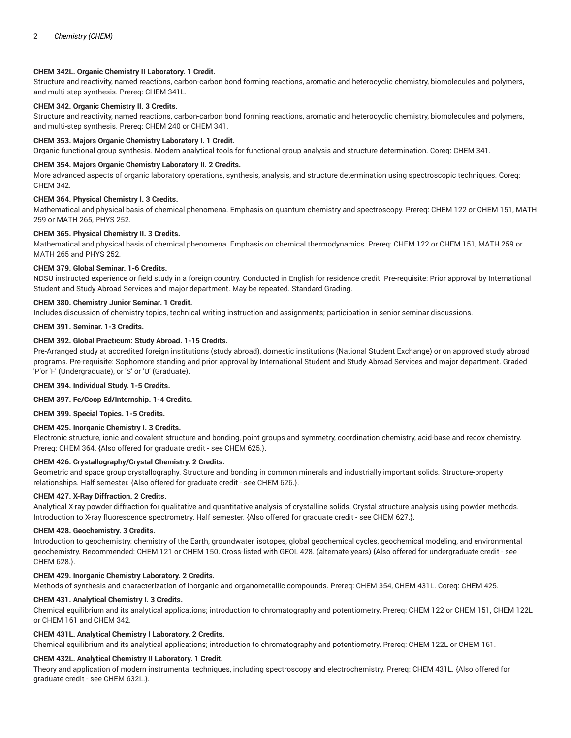**CHEM 342L. Organic Chemistry II Laboratory. 1 Credit.**

Structure and reactivity, named reactions, carbon-carbon bond forming reactions, aromatic and heterocyclic chemistry, biomolecules and polymers, and multi-step synthesis. Prereq: CHEM 341L.

**CHEM 342. Organic Chemistry II. 3 Credits.**

Structure and reactivity, named reactions, carbon-carbon bond forming reactions, aromatic and heterocyclic chemistry, biomolecules and polymers, and multi-step synthesis. Prereq: CHEM 240 or CHEM 341.

**CHEM 353. Majors Organic Chemistry Laboratory I. 1 Credit.**

Organic functional group synthesis. Modern analytical tools for functional group analysis and structure determination. Coreq: CHEM 341.

**CHEM 354. Majors Organic Chemistry Laboratory II. 2 Credits.**

More advanced aspects of organic laboratory operations, synthesis, analysis, and structure determination using spectroscopic techniques. Coreq: CHEM 342.

**CHEM 364. Physical Chemistry I. 3 Credits.**

Mathematical and physical basis of chemical phenomena. Emphasis on quantum chemistry and spectroscopy. Prereq: CHEM 122 or CHEM 151, MATH 259 or MATH 265, PHYS 252.

**CHEM 365. Physical Chemistry II. 3 Credits.**

Mathematical and physical basis of chemical phenomena. Emphasis on chemical thermodynamics. Prereq: CHEM 122 or CHEM 151, MATH 259 or MATH 265 and PHYS 252.

**CHEM 379. Global Seminar. 1-6 Credits.**

NDSU instructed experience or field study in a foreign country. Conducted in English for residence credit. Pre-requisite: Prior approval by International Student and Study Abroad Services and major department. May be repeated. Standard Grading.

**CHEM 380. Chemistry Junior Seminar. 1 Credit.**

Includes discussion of chemistry topics, technical writing instruction and assignments; participation in senior seminar discussions.

**CHEM 391. Seminar. 1-3 Credits.**

**CHEM 392. Global Practicum: Study Abroad. 1-15 Credits.**

Pre-Arranged study at accredited foreign institutions (study abroad), domestic institutions (National Student Exchange) or on approved study abroad programs. Pre-requisite: Sophomore standing and prior approval by International Student and Study Abroad Services and major department. Graded 'P'or 'F' (Undergraduate), or 'S' or 'U' (Graduate).

**CHEM 394. Individual Study. 1-5 Credits.**

**CHEM 397. Fe/Coop Ed/Internship. 1-4 Credits.**

**CHEM 399. Special Topics. 1-5 Credits.**

**CHEM 425. Inorganic Chemistry I. 3 Credits.**

Electronic structure, ionic and covalent structure and bonding, point groups and symmetry, coordination chemistry, acid-base and redox chemistry. Prereq: CHEM 364. {Also offered for graduate credit - see CHEM 625.}.

**CHEM 426. Crystallography/Crystal Chemistry. 2 Credits.**

Geometric and space group crystallography. Structure and bonding in common minerals and industrially important solids. Structure-property relationships. Half semester. {Also offered for graduate credit - see CHEM 626.}.

**CHEM 427. X-Ray Diffraction. 2 Credits.**

Analytical X-ray powder diffraction for qualitative and quantitative analysis of crystalline solids. Crystal structure analysis using powder methods. Introduction to X-ray fluorescence spectrometry. Half semester. {Also offered for graduate credit - see CHEM 627.}.

**CHEM 428. Geochemistry. 3 Credits.**

Introduction to geochemistry: chemistry of the Earth, groundwater, isotopes, global geochemical cycles, geochemical modeling, and environmental geochemistry. Recommended: CHEM 121 or CHEM 150. Cross-listed with GEOL 428. (alternate years) {Also offered for undergraduate credit - see CHEM 628.}.

**CHEM 429. Inorganic Chemistry Laboratory. 2 Credits.**

Methods of synthesis and characterization of inorganic and organometallic compounds. Prereq: CHEM 354, CHEM 431L. Coreq: CHEM 425.

**CHEM 431. Analytical Chemistry I. 3 Credits.**

Chemical equilibrium and its analytical applications; introduction to chromatography and potentiometry. Prereq: CHEM 122 or CHEM 151, CHEM 122L or CHEM 161 and CHEM 342.

**CHEM 431L. Analytical Chemistry I Laboratory. 2 Credits.**

Chemical equilibrium and its analytical applications; introduction to chromatography and potentiometry. Prereq: CHEM 122L or CHEM 161.

**CHEM 432L. Analytical Chemistry II Laboratory. 1 Credit.**

Theory and application of modern instrumental techniques, including spectroscopy and electrochemistry. Prereq: CHEM 431L. {Also offered for graduate credit - see CHEM 632L.}.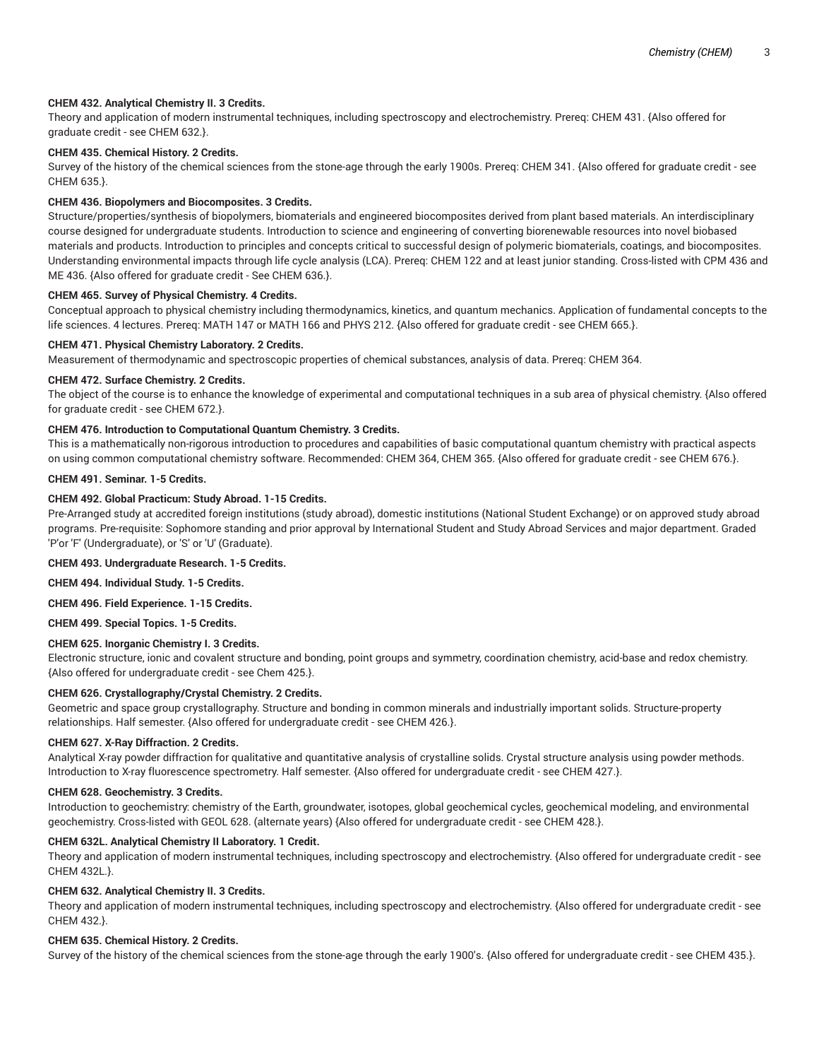**CHEM 432. Analytical Chemistry II. 3 Credits.**
Theory and application of modern instrumental techniques, including spectroscopy and electrochemistry. Prereq: CHEM 431. {Also offered for graduate credit - see CHEM 632.}.

**CHEM 435. Chemical History. 2 Credits.**
Survey of the history of the chemical sciences from the stone-age through the early 1900s. Prereq: CHEM 341. {Also offered for graduate credit - see CHEM 635.}.

**CHEM 436. Biopolymers and Biocomposites. 3 Credits.**
Structure/properties/synthesis of biopolymers, biomaterials and engineered biocomposites derived from plant based materials. An interdisciplinary course designed for undergraduate students. Introduction to science and engineering of converting biorenewable resources into novel biobased materials and products. Introduction to principles and concepts critical to successful design of polymeric biomaterials, coatings, and biocomposites. Understanding environmental impacts through life cycle analysis (LCA). Prereq: CHEM 122 and at least junior standing. Cross-listed with CPM 436 and ME 436. {Also offered for graduate credit - See CHEM 636.}.

**CHEM 465. Survey of Physical Chemistry. 4 Credits.**
Conceptual approach to physical chemistry including thermodynamics, kinetics, and quantum mechanics. Application of fundamental concepts to the life sciences. 4 lectures. Prereq: MATH 147 or MATH 166 and PHYS 212. {Also offered for graduate credit - see CHEM 665.}.

**CHEM 471. Physical Chemistry Laboratory. 2 Credits.**
Measurement of thermodynamic and spectroscopic properties of chemical substances, analysis of data. Prereq: CHEM 364.

**CHEM 472. Surface Chemistry. 2 Credits.**
The object of the course is to enhance the knowledge of experimental and computational techniques in a sub area of physical chemistry. {Also offered for graduate credit - see CHEM 672.}.

**CHEM 476. Introduction to Computational Quantum Chemistry. 3 Credits.**
This is a mathematically non-rigorous introduction to procedures and capabilities of basic computational quantum chemistry with practical aspects on using common computational chemistry software. Recommended: CHEM 364, CHEM 365. {Also offered for graduate credit - see CHEM 676.}.

**CHEM 491. Seminar. 1-5 Credits.**

**CHEM 492. Global Practicum: Study Abroad. 1-15 Credits.**
Pre-Arranged study at accredited foreign institutions (study abroad), domestic institutions (National Student Exchange) or on approved study abroad programs. Pre-requisite: Sophomore standing and prior approval by International Student and Study Abroad Services and major department. Graded 'P'or 'F' (Undergraduate), or 'S' or 'U' (Graduate).

**CHEM 493. Undergraduate Research. 1-5 Credits.**

**CHEM 494. Individual Study. 1-5 Credits.**

**CHEM 496. Field Experience. 1-15 Credits.**

**CHEM 499. Special Topics. 1-5 Credits.**

**CHEM 625. Inorganic Chemistry I. 3 Credits.**
Electronic structure, ionic and covalent structure and bonding, point groups and symmetry, coordination chemistry, acid-base and redox chemistry. {Also offered for undergraduate credit - see Chem 425.}.

**CHEM 626. Crystallography/Crystal Chemistry. 2 Credits.**
Geometric and space group crystallography. Structure and bonding in common minerals and industrially important solids. Structure-property relationships. Half semester. {Also offered for undergraduate credit - see CHEM 426.}.

**CHEM 627. X-Ray Diffraction. 2 Credits.**
Analytical X-ray powder diffraction for qualitative and quantitative analysis of crystalline solids. Crystal structure analysis using powder methods. Introduction to X-ray fluorescence spectrometry. Half semester. {Also offered for undergraduate credit - see CHEM 427.}.

**CHEM 628. Geochemistry. 3 Credits.**
Introduction to geochemistry: chemistry of the Earth, groundwater, isotopes, global geochemical cycles, geochemical modeling, and environmental geochemistry. Cross-listed with GEOL 628. (alternate years) {Also offered for undergraduate credit - see CHEM 428.}.

**CHEM 632L. Analytical Chemistry II Laboratory. 1 Credit.**
Theory and application of modern instrumental techniques, including spectroscopy and electrochemistry. {Also offered for undergraduate credit - see CHEM 432L.}.

**CHEM 632. Analytical Chemistry II. 3 Credits.**
Theory and application of modern instrumental techniques, including spectroscopy and electrochemistry. {Also offered for undergraduate credit - see CHEM 432.}.

**CHEM 635. Chemical History. 2 Credits.**
Survey of the history of the chemical sciences from the stone-age through the early 1900's. {Also offered for undergraduate credit - see CHEM 435.}.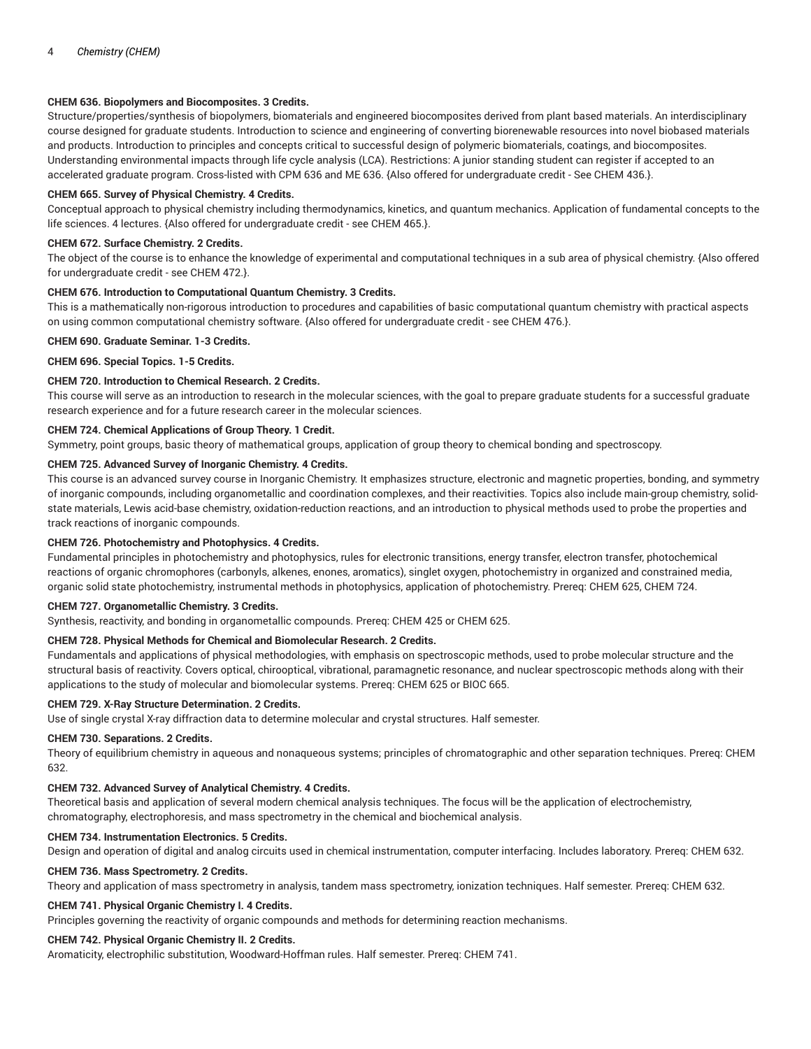**CHEM 636. Biopolymers and Biocomposites. 3 Credits.**

Structure/properties/synthesis of biopolymers, biomaterials and engineered biocomposites derived from plant based materials. An interdisciplinary course designed for graduate students. Introduction to science and engineering of converting biorenewable resources into novel biobased materials and products. Introduction to principles and concepts critical to successful design of polymeric biomaterials, coatings, and biocomposites. Understanding environmental impacts through life cycle analysis (LCA). Restrictions: A junior standing student can register if accepted to an accelerated graduate program. Cross-listed with CPM 636 and ME 636. {Also offered for undergraduate credit - See CHEM 436.}.

**CHEM 665. Survey of Physical Chemistry. 4 Credits.**

Conceptual approach to physical chemistry including thermodynamics, kinetics, and quantum mechanics. Application of fundamental concepts to the life sciences. 4 lectures. {Also offered for undergraduate credit - see CHEM 465.}.

**CHEM 672. Surface Chemistry. 2 Credits.**

The object of the course is to enhance the knowledge of experimental and computational techniques in a sub area of physical chemistry. {Also offered for undergraduate credit - see CHEM 472.}.

**CHEM 676. Introduction to Computational Quantum Chemistry. 3 Credits.**

This is a mathematically non-rigorous introduction to procedures and capabilities of basic computational quantum chemistry with practical aspects on using common computational chemistry software. {Also offered for undergraduate credit - see CHEM 476.}.

**CHEM 690. Graduate Seminar. 1-3 Credits.**

**CHEM 696. Special Topics. 1-5 Credits.**

**CHEM 720. Introduction to Chemical Research. 2 Credits.**

This course will serve as an introduction to research in the molecular sciences, with the goal to prepare graduate students for a successful graduate research experience and for a future research career in the molecular sciences.

**CHEM 724. Chemical Applications of Group Theory. 1 Credit.**

Symmetry, point groups, basic theory of mathematical groups, application of group theory to chemical bonding and spectroscopy.

**CHEM 725. Advanced Survey of Inorganic Chemistry. 4 Credits.**

This course is an advanced survey course in Inorganic Chemistry. It emphasizes structure, electronic and magnetic properties, bonding, and symmetry of inorganic compounds, including organometallic and coordination complexes, and their reactivities. Topics also include main-group chemistry, solid-state materials, Lewis acid-base chemistry, oxidation-reduction reactions, and an introduction to physical methods used to probe the properties and track reactions of inorganic compounds.

**CHEM 726. Photochemistry and Photophysics. 4 Credits.**

Fundamental principles in photochemistry and photophysics, rules for electronic transitions, energy transfer, electron transfer, photochemical reactions of organic chromophores (carbonyls, alkenes, enones, aromatics), singlet oxygen, photochemistry in organized and constrained media, organic solid state photochemistry, instrumental methods in photophysics, application of photochemistry. Prereq: CHEM 625, CHEM 724.

**CHEM 727. Organometallic Chemistry. 3 Credits.**

Synthesis, reactivity, and bonding in organometallic compounds. Prereq: CHEM 425 or CHEM 625.

**CHEM 728. Physical Methods for Chemical and Biomolecular Research. 2 Credits.**

Fundamentals and applications of physical methodologies, with emphasis on spectroscopic methods, used to probe molecular structure and the structural basis of reactivity. Covers optical, chirooptical, vibrational, paramagnetic resonance, and nuclear spectroscopic methods along with their applications to the study of molecular and biomolecular systems. Prereq: CHEM 625 or BIOC 665.

**CHEM 729. X-Ray Structure Determination. 2 Credits.**

Use of single crystal X-ray diffraction data to determine molecular and crystal structures. Half semester.

**CHEM 730. Separations. 2 Credits.**

Theory of equilibrium chemistry in aqueous and nonaqueous systems; principles of chromatographic and other separation techniques. Prereq: CHEM 632.

**CHEM 732. Advanced Survey of Analytical Chemistry. 4 Credits.**

Theoretical basis and application of several modern chemical analysis techniques. The focus will be the application of electrochemistry, chromatography, electrophoresis, and mass spectrometry in the chemical and biochemical analysis.

**CHEM 734. Instrumentation Electronics. 5 Credits.**

Design and operation of digital and analog circuits used in chemical instrumentation, computer interfacing. Includes laboratory. Prereq: CHEM 632.

**CHEM 736. Mass Spectrometry. 2 Credits.**

Theory and application of mass spectrometry in analysis, tandem mass spectrometry, ionization techniques. Half semester. Prereq: CHEM 632.

**CHEM 741. Physical Organic Chemistry I. 4 Credits.**

Principles governing the reactivity of organic compounds and methods for determining reaction mechanisms.

**CHEM 742. Physical Organic Chemistry II. 2 Credits.**

Aromaticity, electrophilic substitution, Woodward-Hoffman rules. Half semester. Prereq: CHEM 741.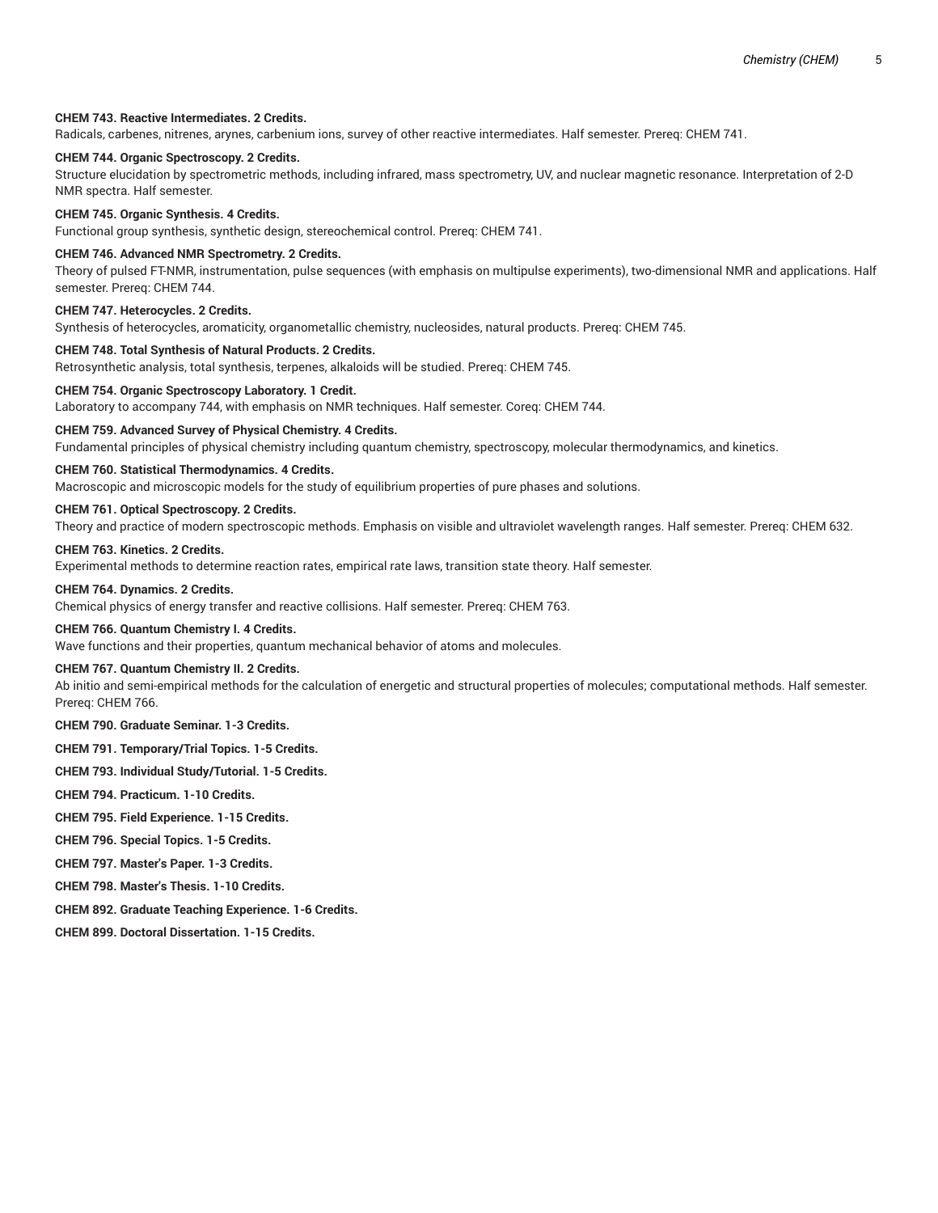**CHEM 743. Reactive Intermediates. 2 Credits.**
Radicals, carbenes, nitrenes, arynes, carbenium ions, survey of other reactive intermediates. Half semester. Prereq: CHEM 741.

**CHEM 744. Organic Spectroscopy. 2 Credits.**
Structure elucidation by spectrometric methods, including infrared, mass spectrometry, UV, and nuclear magnetic resonance. Interpretation of 2-D NMR spectra. Half semester.

**CHEM 745. Organic Synthesis. 4 Credits.**
Functional group synthesis, synthetic design, stereochemical control. Prereq: CHEM 741.

**CHEM 746. Advanced NMR Spectrometry. 2 Credits.**
Theory of pulsed FT-NMR, instrumentation, pulse sequences (with emphasis on multipulse experiments), two-dimensional NMR and applications. Half semester. Prereq: CHEM 744.

**CHEM 747. Heterocycles. 2 Credits.**
Synthesis of heterocycles, aromaticity, organometallic chemistry, nucleosides, natural products. Prereq: CHEM 745.

**CHEM 748. Total Synthesis of Natural Products. 2 Credits.**
Retrosynthetic analysis, total synthesis, terpenes, alkaloids will be studied. Prereq: CHEM 745.

**CHEM 754. Organic Spectroscopy Laboratory. 1 Credit.**
Laboratory to accompany 744, with emphasis on NMR techniques. Half semester. Coreq: CHEM 744.

**CHEM 759. Advanced Survey of Physical Chemistry. 4 Credits.**
Fundamental principles of physical chemistry including quantum chemistry, spectroscopy, molecular thermodynamics, and kinetics.

**CHEM 760. Statistical Thermodynamics. 4 Credits.**
Macroscopic and microscopic models for the study of equilibrium properties of pure phases and solutions.

**CHEM 761. Optical Spectroscopy. 2 Credits.**
Theory and practice of modern spectroscopic methods. Emphasis on visible and ultraviolet wavelength ranges. Half semester. Prereq: CHEM 632.

**CHEM 763. Kinetics. 2 Credits.**
Experimental methods to determine reaction rates, empirical rate laws, transition state theory. Half semester.

**CHEM 764. Dynamics. 2 Credits.**
Chemical physics of energy transfer and reactive collisions. Half semester. Prereq: CHEM 763.

**CHEM 766. Quantum Chemistry I. 4 Credits.**
Wave functions and their properties, quantum mechanical behavior of atoms and molecules.

**CHEM 767. Quantum Chemistry II. 2 Credits.**
Ab initio and semi-empirical methods for the calculation of energetic and structural properties of molecules; computational methods. Half semester. Prereq: CHEM 766.

**CHEM 790. Graduate Seminar. 1-3 Credits.**

**CHEM 791. Temporary/Trial Topics. 1-5 Credits.**

**CHEM 793. Individual Study/Tutorial. 1-5 Credits.**

**CHEM 794. Practicum. 1-10 Credits.**

**CHEM 795. Field Experience. 1-15 Credits.**

**CHEM 796. Special Topics. 1-5 Credits.**

**CHEM 797. Master's Paper. 1-3 Credits.**

**CHEM 798. Master's Thesis. 1-10 Credits.**

**CHEM 892. Graduate Teaching Experience. 1-6 Credits.**

**CHEM 899. Doctoral Dissertation. 1-15 Credits.**